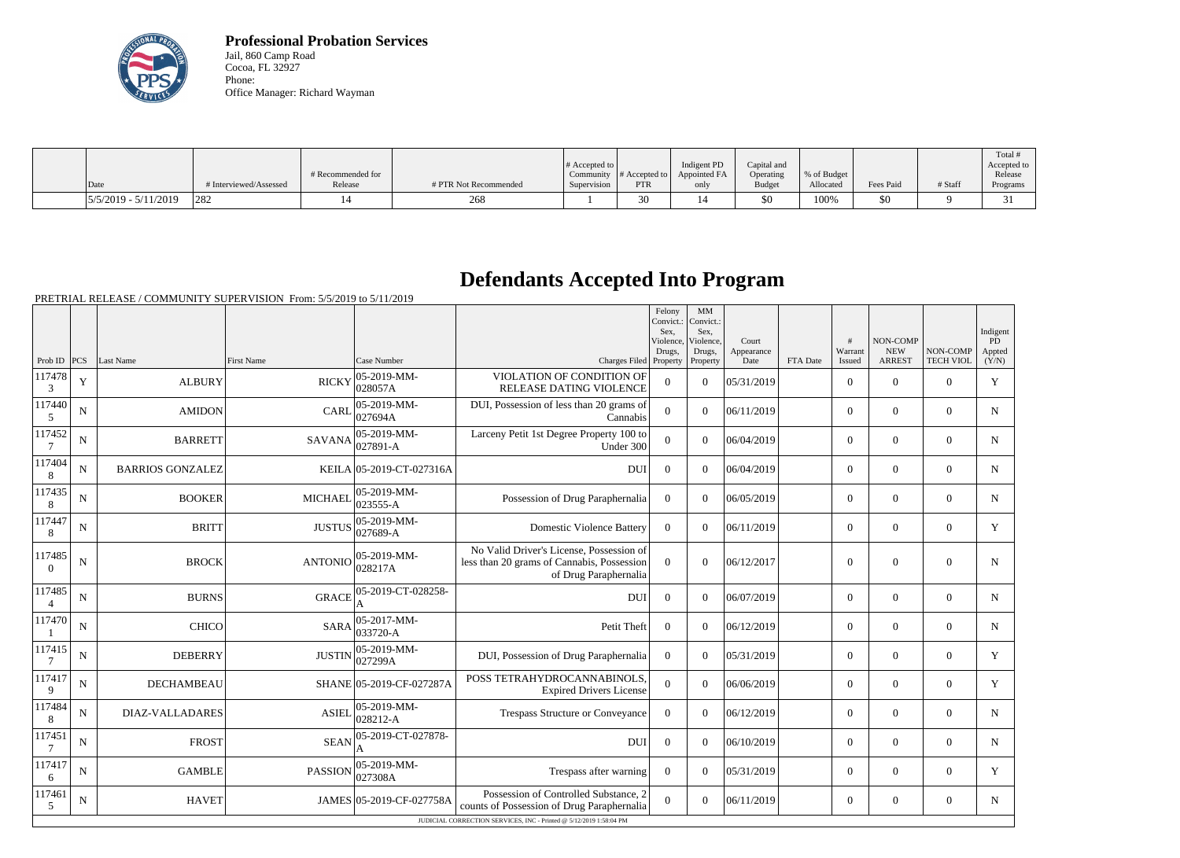**Professional Probation Services**
Jail, 860 Camp Road
Cocoa, FL 32927
Phone:
Office Manager: Richard Wayman

| Date | # Interviewed/Assessed | # Recommended for Release | # PTR Not Recommended | # Accepted to Community Supervision | # Accepted to PTR | Indigent PD Appointed FA only | Capital and Operating Budget | % of Budget Allocated | Fees Paid | # Staff | Total # Accepted to Release Programs |
|---|---|---|---|---|---|---|---|---|---|---|---|
| 5/5/2019 - 5/11/2019 | 282 | 14 | 268 | 1 | 30 | 14 | $0 | 100% | $0 | 9 | 31 |

# Defendants Accepted Into Program

PRETRIAL RELEASE / COMMUNITY SUPERVISION From: 5/5/2019 to 5/11/2019

| Prob ID | PCS | Last Name | First Name | Case Number | Charges Filed | Felony Convict.: Sex, Violence, Drugs, Property | MM Convict.: Sex, Violence, Drugs, Property | Court Appearance Date | FTA Date | # Warrant Issued | NON-COMP NEW ARREST | NON-COMP TECH VIOL | Indigent PD Appted (Y/N) |
|---|---|---|---|---|---|---|---|---|---|---|---|---|---|
| 1174783 | Y | ALBURY | RICKY | 05-2019-MM-028057A | VIOLATION OF CONDITION OF RELEASE DATING VIOLENCE | 0 | 0 | 05/31/2019 | | 0 | 0 | 0 | Y |
| 1174405 | N | AMIDON | CARL | 05-2019-MM-027694A | DUI, Possession of less than 20 grams of Cannabis | 0 | 0 | 06/11/2019 | | 0 | 0 | 0 | N |
| 1174527 | N | BARRETT | SAVANA | 05-2019-MM-027891-A | Larceny Petit 1st Degree Property 100 to Under 300 | 0 | 0 | 06/04/2019 | | 0 | 0 | 0 | N |
| 1174048 | N | BARRIOS GONZALEZ | KEILA | 05-2019-CT-027316A | DUI | 0 | 0 | 06/04/2019 | | 0 | 0 | 0 | N |
| 1174358 | N | BOOKER | MICHAEL | 05-2019-MM-023555-A | Possession of Drug Paraphernalia | 0 | 0 | 06/05/2019 | | 0 | 0 | 0 | N |
| 1174478 | N | BRITT | JUSTUS | 05-2019-MM-027689-A | Domestic Violence Battery | 0 | 0 | 06/11/2019 | | 0 | 0 | 0 | Y |
| 1174850 | N | BROCK | ANTONIO | 05-2019-MM-028217A | No Valid Driver's License, Possession of less than 20 grams of Cannabis, Possession of Drug Paraphernalia | 0 | 0 | 06/12/2017 | | 0 | 0 | 0 | N |
| 1174854 | N | BURNS | GRACE | 05-2019-CT-028258-A | DUI | 0 | 0 | 06/07/2019 | | 0 | 0 | 0 | N |
| 1174701 | N | CHICO | SARA | 05-2017-MM-033720-A | Petit Theft | 0 | 0 | 06/12/2019 | | 0 | 0 | 0 | N |
| 1174157 | N | DEBERRY | JUSTIN | 05-2019-MM-027299A | DUI, Possession of Drug Paraphernalia | 0 | 0 | 05/31/2019 | | 0 | 0 | 0 | Y |
| 1174179 | N | DECHAMBEAU | SHANE | 05-2019-CF-027287A | POSS TETRAHYDROCANNABINOLS, Expired Drivers License | 0 | 0 | 06/06/2019 | | 0 | 0 | 0 | Y |
| 1174848 | N | DIAZ-VALLADARES | ASIEL | 05-2019-MM-028212-A | Trespass Structure or Conveyance | 0 | 0 | 06/12/2019 | | 0 | 0 | 0 | N |
| 1174517 | N | FROST | SEAN | 05-2019-CT-027878-A | DUI | 0 | 0 | 06/10/2019 | | 0 | 0 | 0 | N |
| 1174176 | N | GAMBLE | PASSION | 05-2019-MM-027308A | Trespass after warning | 0 | 0 | 05/31/2019 | | 0 | 0 | 0 | Y |
| 1174615 | N | HAVET | JAMES | 05-2019-CF-027758A | Possession of Controlled Substance, 2 counts of Possession of Drug Paraphernalia | 0 | 0 | 06/11/2019 | | 0 | 0 | 0 | N |

JUDICIAL CORRECTION SERVICES, INC - Printed @ 5/12/2019 1:58:04 PM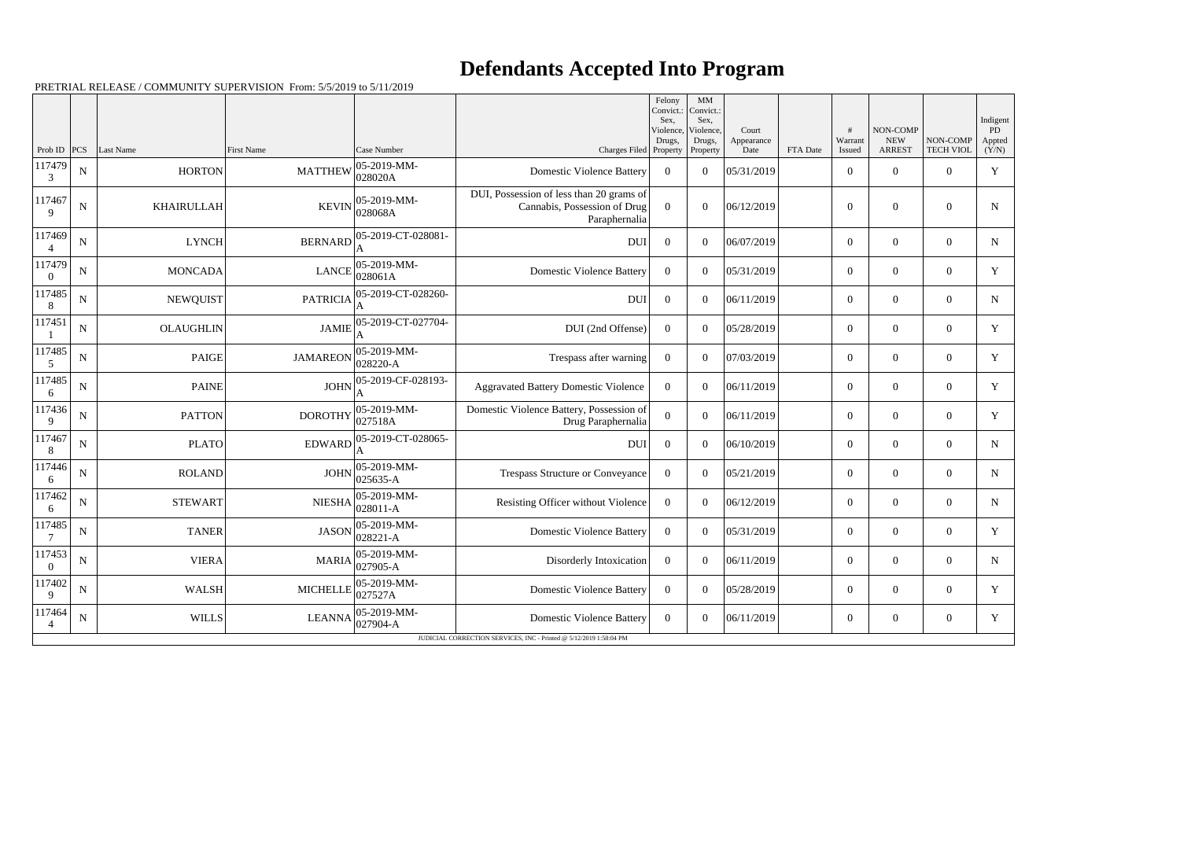# Defendants Accepted Into Program

PRETRIAL RELEASE / COMMUNITY SUPERVISION From: 5/5/2019 to 5/11/2019

| Prob ID | PCS | Last Name | First Name | Case Number | Charges Filed | Felony Convict.: Sex, Violence, Drugs, Property | MM Convict.: Sex, Violence, Drugs, Property | Court Appearance Date | FTA Date | # Warrant Issued | NON-COMP NEW ARREST | NON-COMP TECH VIOL | Indigent PD Appted (Y/N) |
|---|---|---|---|---|---|---|---|---|---|---|---|---|---|
| 1174793 | N | HORTON | MATTHEW | 05-2019-MM-028020A | Domestic Violence Battery | 0 | 0 | 05/31/2019 | | 0 | 0 | 0 | Y |
| 1174679 | N | KHAIRULLAH | KEVIN | 05-2019-MM-028068A | DUI, Possession of less than 20 grams of Cannabis, Possession of Drug Paraphernalia | 0 | 0 | 06/12/2019 | | 0 | 0 | 0 | N |
| 1174694 | N | LYNCH | BERNARD | 05-2019-CT-028081-A | DUI | 0 | 0 | 06/07/2019 | | 0 | 0 | 0 | N |
| 1174790 | N | MONCADA | LANCE | 05-2019-MM-028061A | Domestic Violence Battery | 0 | 0 | 05/31/2019 | | 0 | 0 | 0 | Y |
| 1174858 | N | NEWQUIST | PATRICIA | 05-2019-CT-028260-A | DUI | 0 | 0 | 06/11/2019 | | 0 | 0 | 0 | N |
| 1174511 | N | OLAUGHLIN | JAMIE | 05-2019-CT-027704-A | DUI (2nd Offense) | 0 | 0 | 05/28/2019 | | 0 | 0 | 0 | Y |
| 1174855 | N | PAIGE | JAMAREON | 05-2019-MM-028220-A | Trespass after warning | 0 | 0 | 07/03/2019 | | 0 | 0 | 0 | Y |
| 1174856 | N | PAINE | JOHN | 05-2019-CF-028193-A | Aggravated Battery Domestic Violence | 0 | 0 | 06/11/2019 | | 0 | 0 | 0 | Y |
| 1174369 | N | PATTON | DOROTHY | 05-2019-MM-027518A | Domestic Violence Battery, Possession of Drug Paraphernalia | 0 | 0 | 06/11/2019 | | 0 | 0 | 0 | Y |
| 1174678 | N | PLATO | EDWARD | 05-2019-CT-028065-A | DUI | 0 | 0 | 06/10/2019 | | 0 | 0 | 0 | N |
| 1174466 | N | ROLAND | JOHN | 05-2019-MM-025635-A | Trespass Structure or Conveyance | 0 | 0 | 05/21/2019 | | 0 | 0 | 0 | N |
| 1174626 | N | STEWART | NIESHA | 05-2019-MM-028011-A | Resisting Officer without Violence | 0 | 0 | 06/12/2019 | | 0 | 0 | 0 | N |
| 1174857 | N | TANER | JASON | 05-2019-MM-028221-A | Domestic Violence Battery | 0 | 0 | 05/31/2019 | | 0 | 0 | 0 | Y |
| 1174530 | N | VIERA | MARIA | 05-2019-MM-027905-A | Disorderly Intoxication | 0 | 0 | 06/11/2019 | | 0 | 0 | 0 | N |
| 1174029 | N | WALSH | MICHELLE | 05-2019-MM-027527A | Domestic Violence Battery | 0 | 0 | 05/28/2019 | | 0 | 0 | 0 | Y |
| 1174644 | N | WILLS | LEANNA | 05-2019-MM-027904-A | Domestic Violence Battery | 0 | 0 | 06/11/2019 | | 0 | 0 | 0 | Y |

JUDICIAL CORRECTION SERVICES, INC - Printed @ 5/12/2019 1:58:04 PM